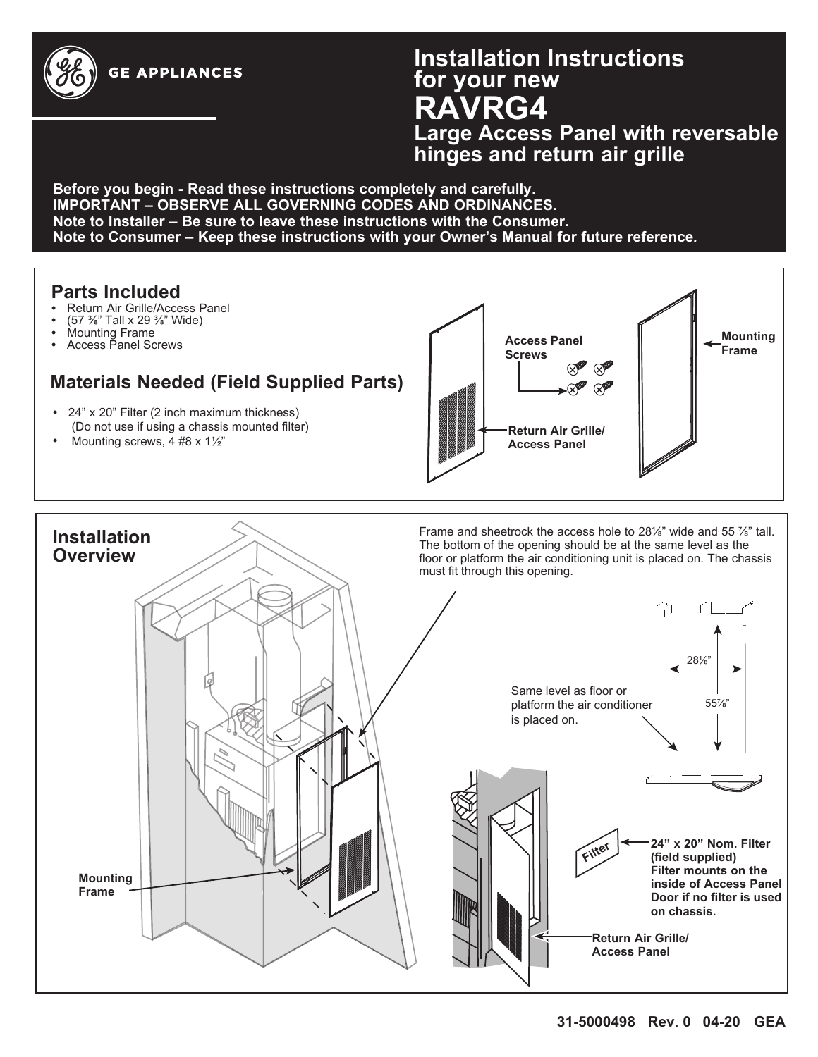GE APPLIANCES

# Installation Instructions for your new RAVRG4

## Large Access Panel with reversable hinges and return air grille

**Before you begin - Read these instructions completely and carefully.**
**IMPORTANT – OBSERVE ALL GOVERNING CODES AND ORDINANCES.**
**Note to Installer – Be sure to leave these instructions with the Consumer.**
**Note to Consumer – Keep these instructions with your Owner's Manual for future reference.**

## Parts Included

- Return Air Grille/Access Panel
- (57 ⅜" Tall x 29 ⅜" Wide)
- Mounting Frame
- Access Panel Screws

## Materials Needed (Field Supplied Parts)

- 24" x 20" Filter (2 inch maximum thickness) (Do not use if using a chassis mounted filter)
- Mounting screws, 4 #8 x 1½"

Access Panel Screws

Return Air Grille/ Access Panel

Mounting Frame

## Installation Overview

Frame and sheetrock the access hole to 28⅛" wide and 55 ⅞" tall. The bottom of the opening should be at the same level as the floor or platform the air conditioning unit is placed on. The chassis must fit through this opening.

28⅛"

55⅞"

Same level as floor or platform the air conditioner is placed on.

Mounting Frame

Filter

**24" x 20" Nom. Filter (field supplied) Filter mounts on the inside of Access Panel Door if no filter is used on chassis.**

**Return Air Grille/ Access Panel**

**31-5000498 Rev. 0 04-20 GEA**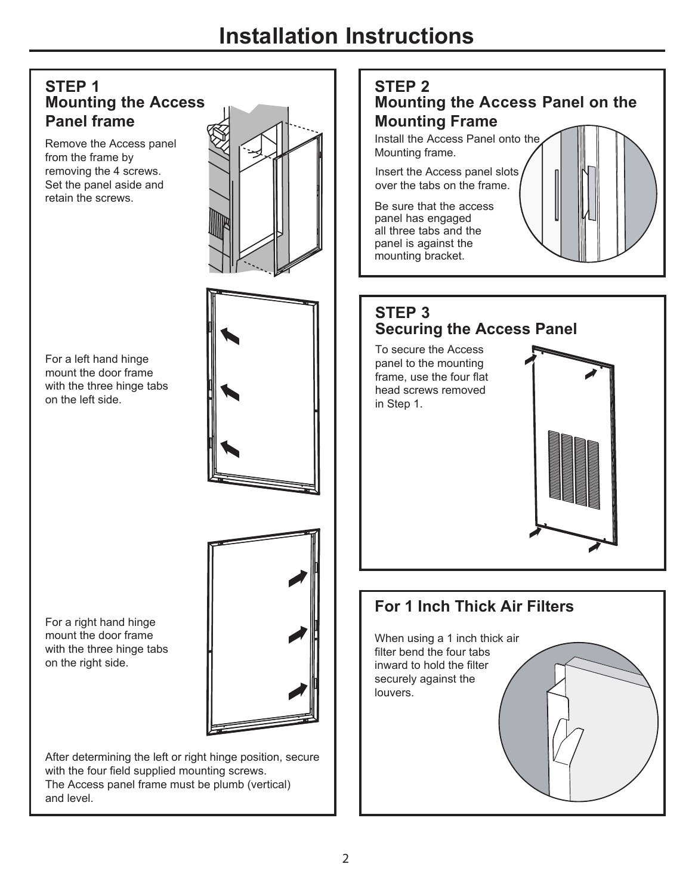# Installation Instructions

## STEP 1
## Mounting the Access Panel frame

Remove the Access panel from the frame by removing the 4 screws. Set the panel aside and retain the screws.

For a left hand hinge mount the door frame with the three hinge tabs on the left side.

For a right hand hinge mount the door frame with the three hinge tabs on the right side.

After determining the left or right hinge position, secure with the four field supplied mounting screws.
The Access panel frame must be plumb (vertical) and level.

## STEP 2
## Mounting the Access Panel on the Mounting Frame

Install the Access Panel onto the Mounting frame.

Insert the Access panel slots over the tabs on the frame.

Be sure that the access panel has engaged all three tabs and the panel is against the mounting bracket.

## STEP 3
## Securing the Access Panel

To secure the Access panel to the mounting frame, use the four flat head screws removed in Step 1.

## For 1 Inch Thick Air Filters

When using a 1 inch thick air filter bend the four tabs inward to hold the filter securely against the louvers.